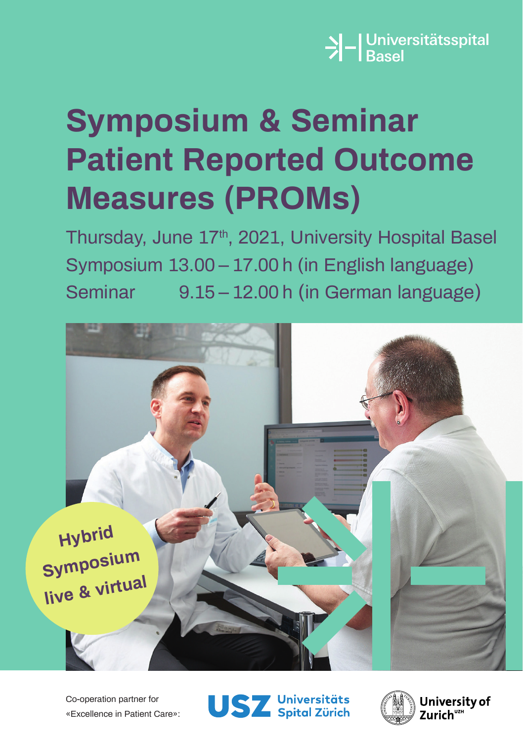Universitätsspital Basel

# Symposium & Seminar Patient Reported Outcome Measures (PROMs)

Thursday, June 17th, 2021, University Hospital Basel

Symposium 13.00 – 17.00 h (in English language)

Seminar 9.15 – 12.00 h (in German language)

**Hybrid Symposium live & virtual**

Co-operation partner for «Excellence in Patient Care»:

USZ Universitäts Spital Zürich

University of Zurich[UZH]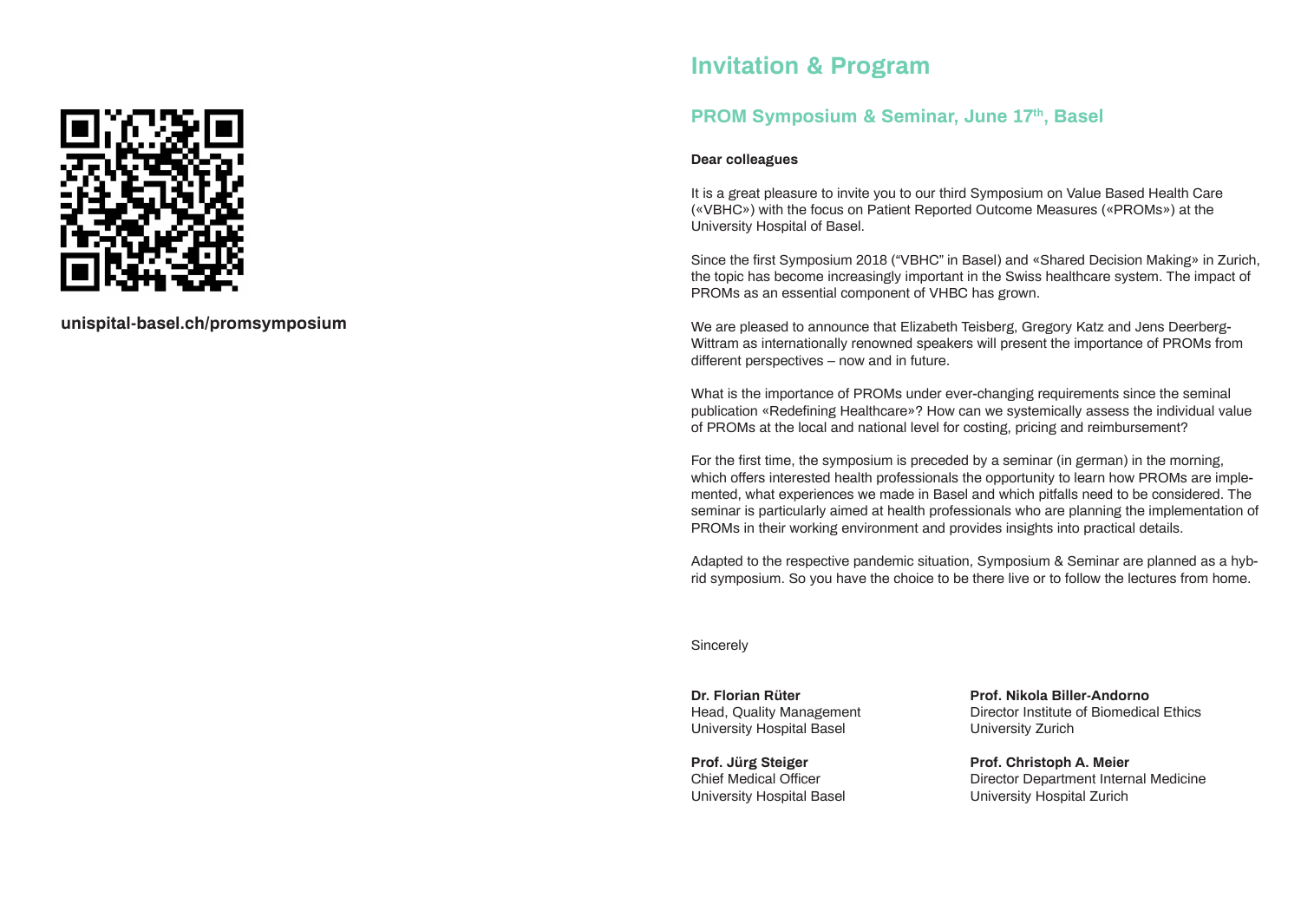unispital-basel.ch/promsymposium

# Invitation & Program

## PROM Symposium & Seminar, June 17th, Basel

**Dear colleagues**

It is a great pleasure to invite you to our third Symposium on Value Based Health Care («VBHC») with the focus on Patient Reported Outcome Measures («PROMs») at the University Hospital of Basel.

Since the first Symposium 2018 ("VBHC" in Basel) and «Shared Decision Making» in Zurich, the topic has become increasingly important in the Swiss healthcare system. The impact of PROMs as an essential component of VHBC has grown.

We are pleased to announce that Elizabeth Teisberg, Gregory Katz and Jens Deerberg-Wittram as internationally renowned speakers will present the importance of PROMs from different perspectives – now and in future.

What is the importance of PROMs under ever-changing requirements since the seminal publication «Redefining Healthcare»? How can we systemically assess the individual value of PROMs at the local and national level for costing, pricing and reimbursement?

For the first time, the symposium is preceded by a seminar (in german) in the morning, which offers interested health professionals the opportunity to learn how PROMs are implemented, what experiences we made in Basel and which pitfalls need to be considered. The seminar is particularly aimed at health professionals who are planning the implementation of PROMs in their working environment and provides insights into practical details.

Adapted to the respective pandemic situation, Symposium & Seminar are planned as a hybrid symposium. So you have the choice to be there live or to follow the lectures from home.

Sincerely

**Dr. Florian Rüter**
Head, Quality Management
University Hospital Basel

**Prof. Jürg Steiger**
Chief Medical Officer
University Hospital Basel

**Prof. Nikola Biller-Andorno**
Director Institute of Biomedical Ethics
University Zurich

**Prof. Christoph A. Meier**
Director Department Internal Medicine
University Hospital Zurich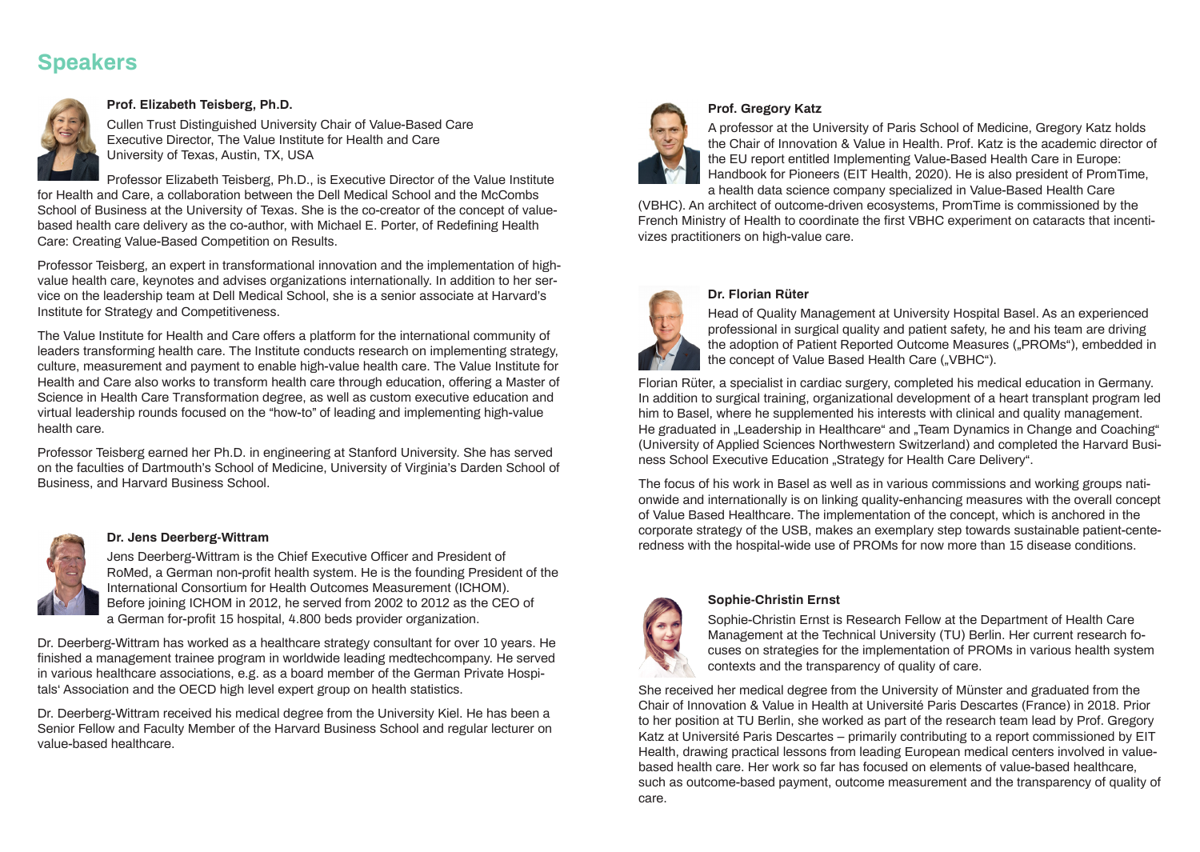## Speakers

### Prof. Elizabeth Teisberg, Ph.D.

Cullen Trust Distinguished University Chair of Value-Based Care
Executive Director, The Value Institute for Health and Care
University of Texas, Austin, TX, USA

Professor Elizabeth Teisberg, Ph.D., is Executive Director of the Value Institute for Health and Care, a collaboration between the Dell Medical School and the McCombs School of Business at the University of Texas. She is the co-creator of the concept of value-based health care delivery as the co-author, with Michael E. Porter, of Redefining Health Care: Creating Value-Based Competition on Results.

Professor Teisberg, an expert in transformational innovation and the implementation of high-value health care, keynotes and advises organizations internationally. In addition to her service on the leadership team at Dell Medical School, she is a senior associate at Harvard's Institute for Strategy and Competitiveness.

The Value Institute for Health and Care offers a platform for the international community of leaders transforming health care. The Institute conducts research on implementing strategy, culture, measurement and payment to enable high-value health care. The Value Institute for Health and Care also works to transform health care through education, offering a Master of Science in Health Care Transformation degree, as well as custom executive education and virtual leadership rounds focused on the "how-to" of leading and implementing high-value health care.

Professor Teisberg earned her Ph.D. in engineering at Stanford University. She has served on the faculties of Dartmouth's School of Medicine, University of Virginia's Darden School of Business, and Harvard Business School.

### Dr. Jens Deerberg-Wittram

Jens Deerberg-Wittram is the Chief Executive Officer and President of RoMed, a German non-profit health system. He is the founding President of the International Consortium for Health Outcomes Measurement (ICHOM). Before joining ICHOM in 2012, he served from 2002 to 2012 as the CEO of a German for-profit 15 hospital, 4.800 beds provider organization.

Dr. Deerberg-Wittram has worked as a healthcare strategy consultant for over 10 years. He finished a management trainee program in worldwide leading medtechcompany. He served in various healthcare associations, e.g. as a board member of the German Private Hospitals' Association and the OECD high level expert group on health statistics.

Dr. Deerberg-Wittram received his medical degree from the University Kiel. He has been a Senior Fellow and Faculty Member of the Harvard Business School and regular lecturer on value-based healthcare.

### Prof. Gregory Katz

A professor at the University of Paris School of Medicine, Gregory Katz holds the Chair of Innovation & Value in Health. Prof. Katz is the academic director of the EU report entitled Implementing Value-Based Health Care in Europe: Handbook for Pioneers (EIT Health, 2020). He is also president of PromTime, a health data science company specialized in Value-Based Health Care (VBHC). An architect of outcome-driven ecosystems, PromTime is commissioned by the French Ministry of Health to coordinate the first VBHC experiment on cataracts that incentivizes practitioners on high-value care.

### Dr. Florian Rüter

Head of Quality Management at University Hospital Basel. As an experienced professional in surgical quality and patient safety, he and his team are driving the adoption of Patient Reported Outcome Measures („PROMs"), embedded in the concept of Value Based Health Care („VBHC").

Florian Rüter, a specialist in cardiac surgery, completed his medical education in Germany. In addition to surgical training, organizational development of a heart transplant program led him to Basel, where he supplemented his interests with clinical and quality management. He graduated in „Leadership in Healthcare" and „Team Dynamics in Change and Coaching" (University of Applied Sciences Northwestern Switzerland) and completed the Harvard Business School Executive Education „Strategy for Health Care Delivery".

The focus of his work in Basel as well as in various commissions and working groups nationwide and internationally is on linking quality-enhancing measures with the overall concept of Value Based Healthcare. The implementation of the concept, which is anchored in the corporate strategy of the USB, makes an exemplary step towards sustainable patient-centeredness with the hospital-wide use of PROMs for now more than 15 disease conditions.

### Sophie-Christin Ernst

Sophie-Christin Ernst is Research Fellow at the Department of Health Care Management at the Technical University (TU) Berlin. Her current research focuses on strategies for the implementation of PROMs in various health system contexts and the transparency of quality of care.

She received her medical degree from the University of Münster and graduated from the Chair of Innovation & Value in Health at Université Paris Descartes (France) in 2018. Prior to her position at TU Berlin, she worked as part of the research team lead by Prof. Gregory Katz at Université Paris Descartes – primarily contributing to a report commissioned by EIT Health, drawing practical lessons from leading European medical centers involved in value-based health care. Her work so far has focused on elements of value-based healthcare, such as outcome-based payment, outcome measurement and the transparency of quality of care.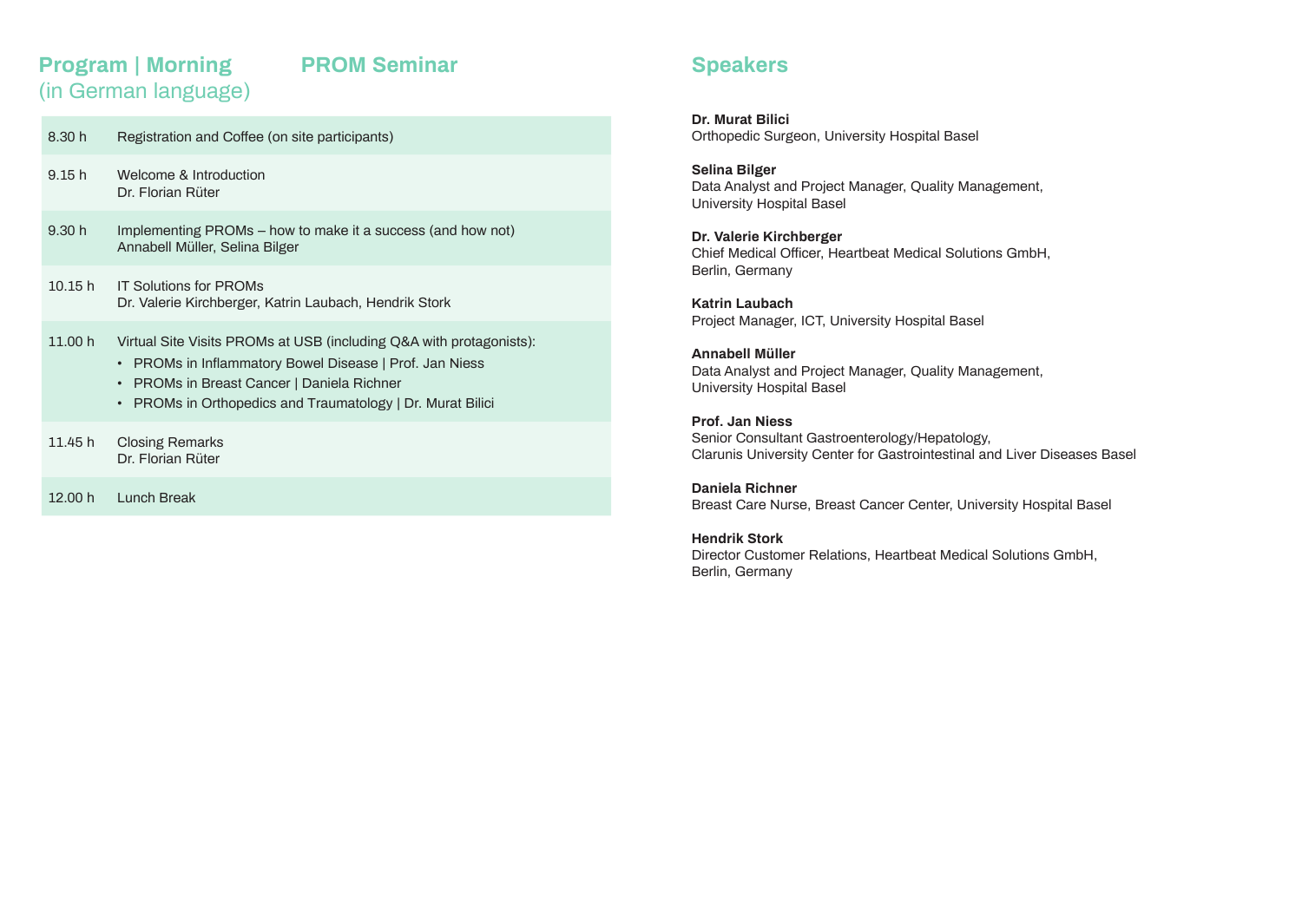## Program | Morning (in German language)

## PROM Seminar

| | |
|---|---|
| 8.30 h | Registration and Coffee (on site participants) |
| 9.15 h | Welcome & Introduction<br>Dr. Florian Rüter |
| 9.30 h | Implementing PROMs – how to make it a success (and how not)<br>Annabell Müller, Selina Bilger |
| 10.15 h | IT Solutions for PROMs<br>Dr. Valerie Kirchberger, Katrin Laubach, Hendrik Stork |
| 11.00 h | Virtual Site Visits PROMs at USB (including Q&A with protagonists):<br>• PROMs in Inflammatory Bowel Disease \| Prof. Jan Niess<br>• PROMs in Breast Cancer \| Daniela Richner<br>• PROMs in Orthopedics and Traumatology \| Dr. Murat Bilici |
| 11.45 h | Closing Remarks<br>Dr. Florian Rüter |
| 12.00 h | Lunch Break |

## Speakers

**Dr. Murat Bilici**
Orthopedic Surgeon, University Hospital Basel

**Selina Bilger**
Data Analyst and Project Manager, Quality Management, University Hospital Basel

**Dr. Valerie Kirchberger**
Chief Medical Officer, Heartbeat Medical Solutions GmbH, Berlin, Germany

**Katrin Laubach**
Project Manager, ICT, University Hospital Basel

**Annabell Müller**
Data Analyst and Project Manager, Quality Management, University Hospital Basel

**Prof. Jan Niess**
Senior Consultant Gastroenterology/Hepatology, Clarunis University Center for Gastrointestinal and Liver Diseases Basel

**Daniela Richner**
Breast Care Nurse, Breast Cancer Center, University Hospital Basel

**Hendrik Stork**
Director Customer Relations, Heartbeat Medical Solutions GmbH, Berlin, Germany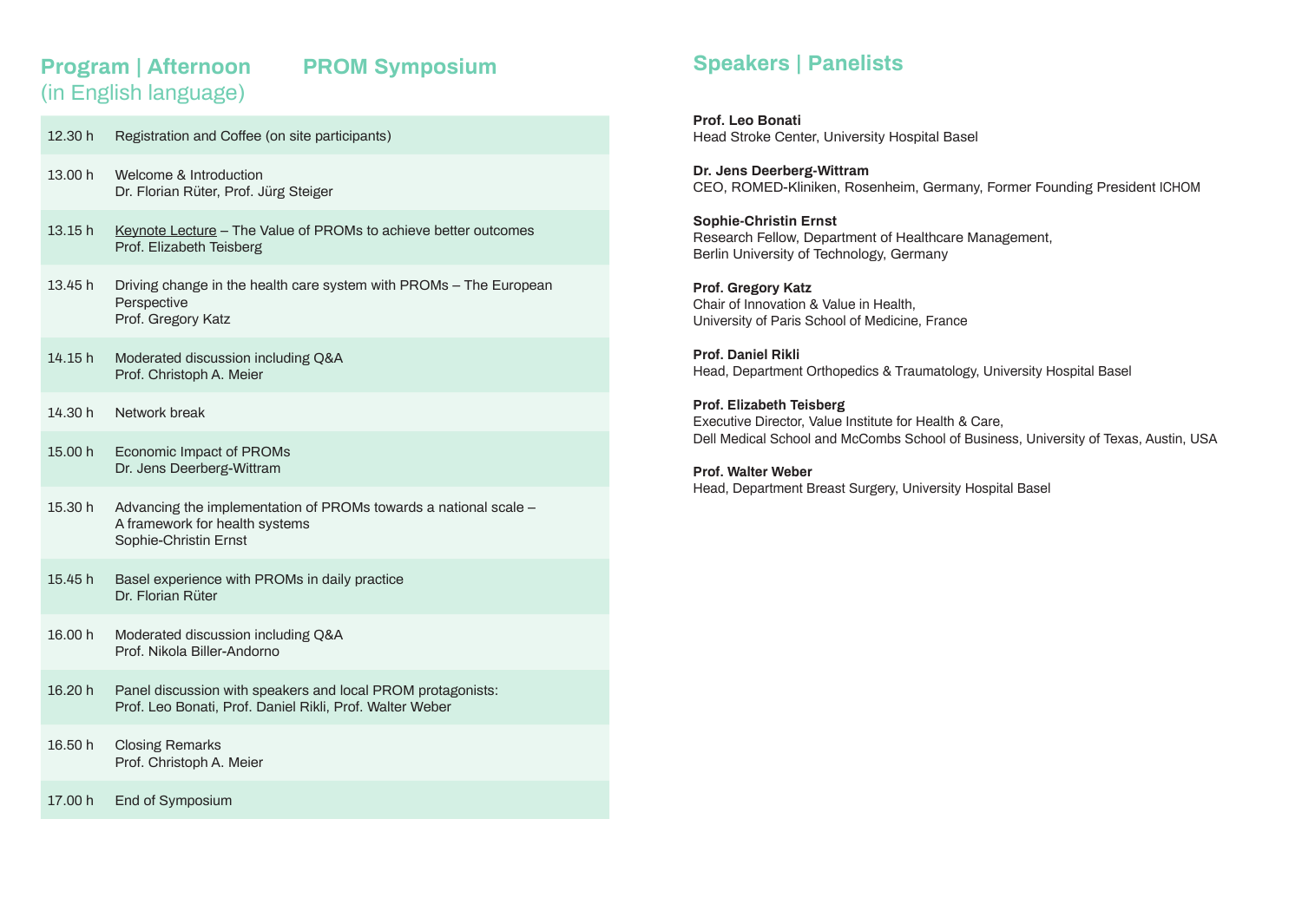## Program | Afternoon (in English language)

## PROM Symposium

| Time | Program |
|---|---|
| 12.30 h | Registration and Coffee (on site participants) |
| 13.00 h | Welcome & Introduction<br>Dr. Florian Rüter, Prof. Jürg Steiger |
| 13.15 h | Keynote Lecture – The Value of PROMs to achieve better outcomes<br>Prof. Elizabeth Teisberg |
| 13.45 h | Driving change in the health care system with PROMs – The European Perspective<br>Prof. Gregory Katz |
| 14.15 h | Moderated discussion including Q&A<br>Prof. Christoph A. Meier |
| 14.30 h | Network break |
| 15.00 h | Economic Impact of PROMs<br>Dr. Jens Deerberg-Wittram |
| 15.30 h | Advancing the implementation of PROMs towards a national scale – A framework for health systems<br>Sophie-Christin Ernst |
| 15.45 h | Basel experience with PROMs in daily practice<br>Dr. Florian Rüter |
| 16.00 h | Moderated discussion including Q&A<br>Prof. Nikola Biller-Andorno |
| 16.20 h | Panel discussion with speakers and local PROM protagonists:<br>Prof. Leo Bonati, Prof. Daniel Rikli, Prof. Walter Weber |
| 16.50 h | Closing Remarks<br>Prof. Christoph A. Meier |
| 17.00 h | End of Symposium |

## Speakers | Panelists

**Prof. Leo Bonati**
Head Stroke Center, University Hospital Basel

**Dr. Jens Deerberg-Wittram**
CEO, ROMED-Kliniken, Rosenheim, Germany, Former Founding President ICHOM

**Sophie-Christin Ernst**
Research Fellow, Department of Healthcare Management,
Berlin University of Technology, Germany

**Prof. Gregory Katz**
Chair of Innovation & Value in Health,
University of Paris School of Medicine, France

**Prof. Daniel Rikli**
Head, Department Orthopedics & Traumatology, University Hospital Basel

**Prof. Elizabeth Teisberg**
Executive Director, Value Institute for Health & Care,
Dell Medical School and McCombs School of Business, University of Texas, Austin, USA

**Prof. Walter Weber**
Head, Department Breast Surgery, University Hospital Basel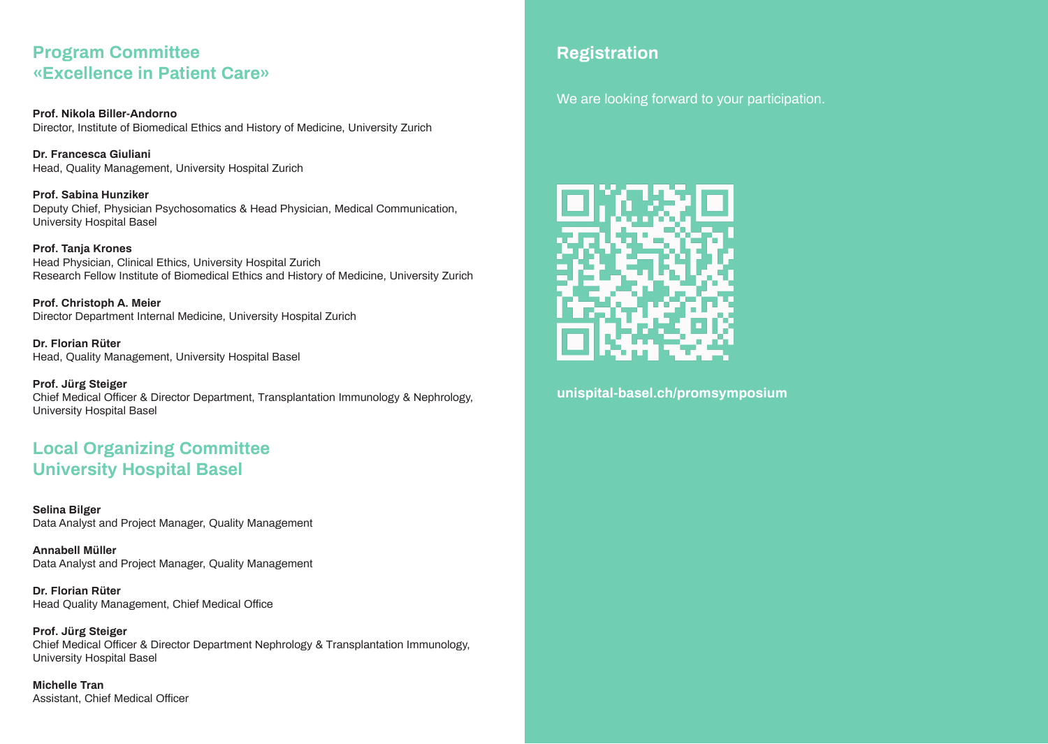## Program Committee «Excellence in Patient Care»

**Prof. Nikola Biller-Andorno**
Director, Institute of Biomedical Ethics and History of Medicine, University Zurich

**Dr. Francesca Giuliani**
Head, Quality Management, University Hospital Zurich

**Prof. Sabina Hunziker**
Deputy Chief, Physician Psychosomatics & Head Physician, Medical Communication, University Hospital Basel

**Prof. Tanja Krones**
Head Physician, Clinical Ethics, University Hospital Zurich
Research Fellow Institute of Biomedical Ethics and History of Medicine, University Zurich

**Prof. Christoph A. Meier**
Director Department Internal Medicine, University Hospital Zurich

**Dr. Florian Rüter**
Head, Quality Management, University Hospital Basel

**Prof. Jürg Steiger**
Chief Medical Officer & Director Department, Transplantation Immunology & Nephrology, University Hospital Basel

## Local Organizing Committee University Hospital Basel

**Selina Bilger**
Data Analyst and Project Manager, Quality Management

**Annabell Müller**
Data Analyst and Project Manager, Quality Management

**Dr. Florian Rüter**
Head Quality Management, Chief Medical Office

**Prof. Jürg Steiger**
Chief Medical Officer & Director Department Nephrology & Transplantation Immunology, University Hospital Basel

**Michelle Tran**
Assistant, Chief Medical Officer

## Registration

We are looking forward to your participation.

**unispital-basel.ch/promsymposium**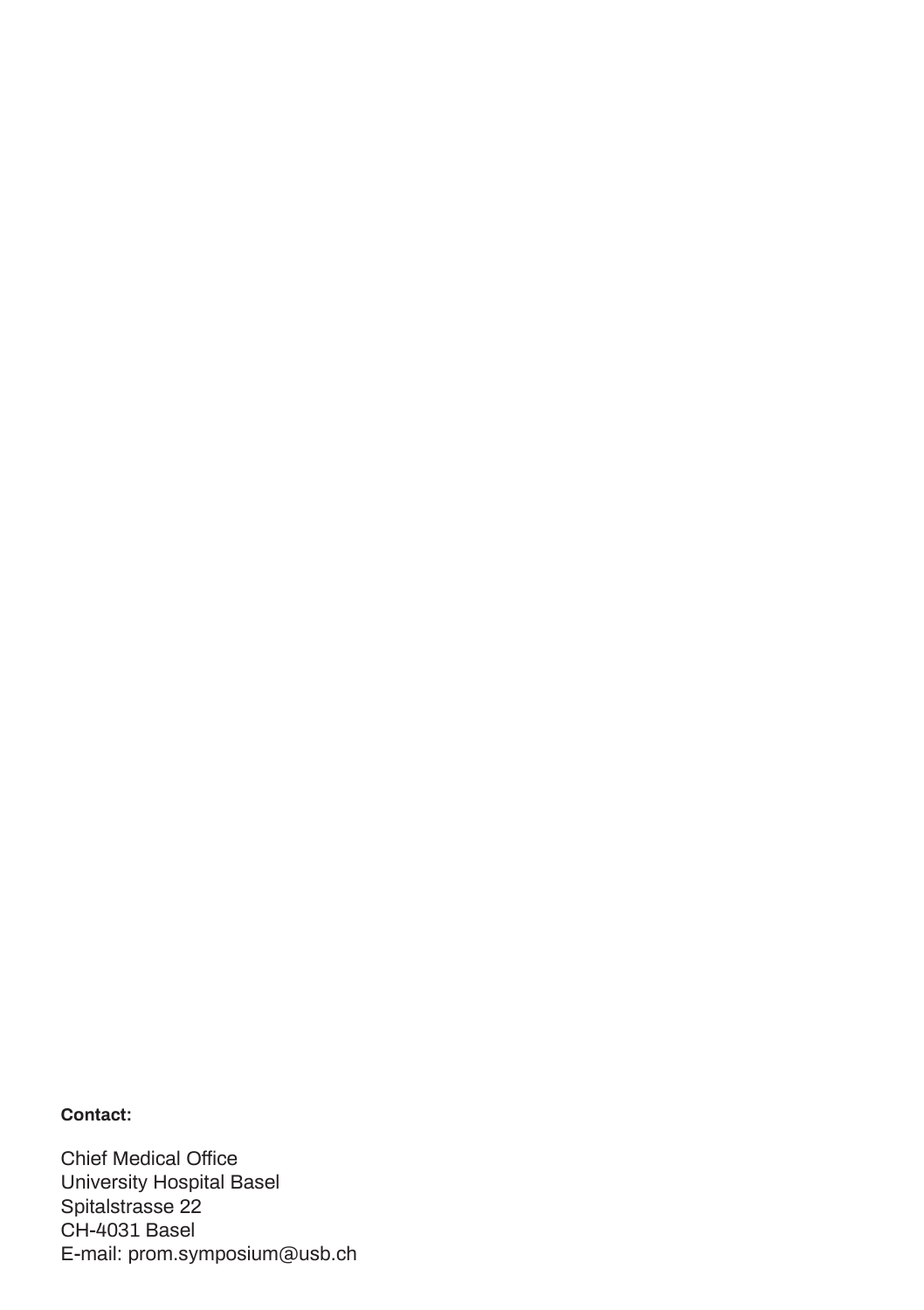**Contact:**

Chief Medical Office
University Hospital Basel
Spitalstrasse 22
CH-4031 Basel
E-mail: prom.symposium@usb.ch